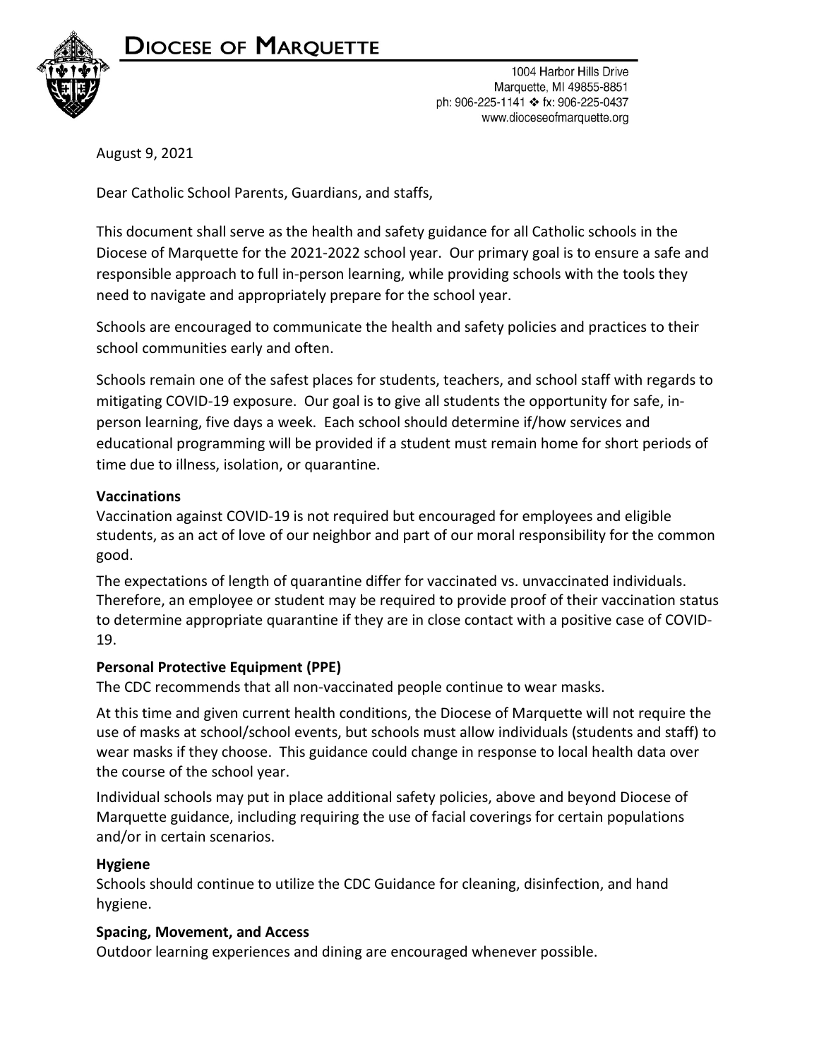# Diocese of Marquette

1004 Harbor Hills Drive
Marquette, MI 49855-8851
ph: 906-225-1141 ❖ fx: 906-225-0437
www.dioceseofmarquette.org

August 9, 2021

Dear Catholic School Parents, Guardians, and staffs,

This document shall serve as the health and safety guidance for all Catholic schools in the Diocese of Marquette for the 2021-2022 school year. Our primary goal is to ensure a safe and responsible approach to full in-person learning, while providing schools with the tools they need to navigate and appropriately prepare for the school year.

Schools are encouraged to communicate the health and safety policies and practices to their school communities early and often.

Schools remain one of the safest places for students, teachers, and school staff with regards to mitigating COVID-19 exposure. Our goal is to give all students the opportunity for safe, in-person learning, five days a week. Each school should determine if/how services and educational programming will be provided if a student must remain home for short periods of time due to illness, isolation, or quarantine.

**Vaccinations**

Vaccination against COVID-19 is not required but encouraged for employees and eligible students, as an act of love of our neighbor and part of our moral responsibility for the common good.

The expectations of length of quarantine differ for vaccinated vs. unvaccinated individuals. Therefore, an employee or student may be required to provide proof of their vaccination status to determine appropriate quarantine if they are in close contact with a positive case of COVID-19.

**Personal Protective Equipment (PPE)**

The CDC recommends that all non-vaccinated people continue to wear masks.

At this time and given current health conditions, the Diocese of Marquette will not require the use of masks at school/school events, but schools must allow individuals (students and staff) to wear masks if they choose. This guidance could change in response to local health data over the course of the school year.

Individual schools may put in place additional safety policies, above and beyond Diocese of Marquette guidance, including requiring the use of facial coverings for certain populations and/or in certain scenarios.

**Hygiene**

Schools should continue to utilize the CDC Guidance for cleaning, disinfection, and hand hygiene.

**Spacing, Movement, and Access**

Outdoor learning experiences and dining are encouraged whenever possible.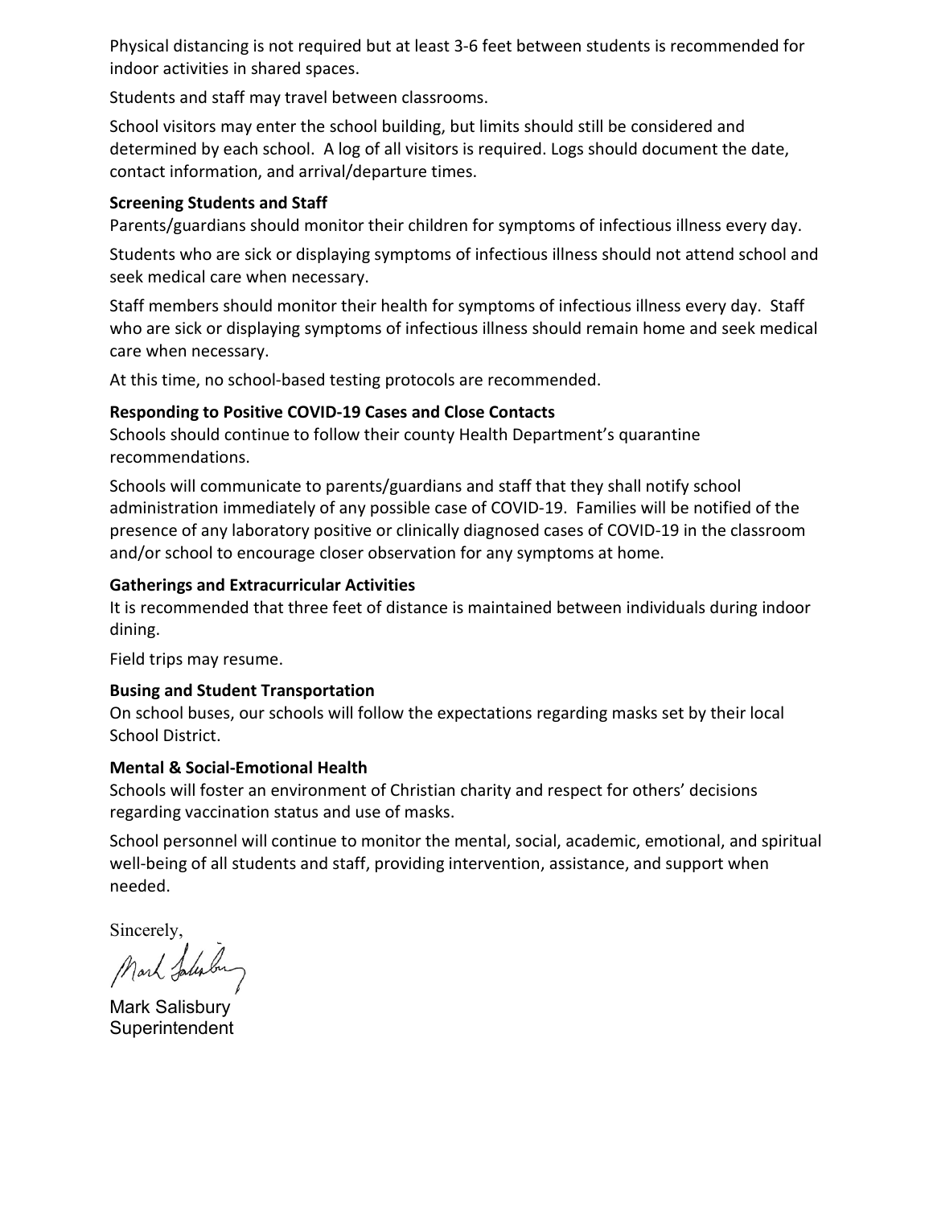Physical distancing is not required but at least 3-6 feet between students is recommended for indoor activities in shared spaces.

Students and staff may travel between classrooms.

School visitors may enter the school building, but limits should still be considered and determined by each school. A log of all visitors is required. Logs should document the date, contact information, and arrival/departure times.

**Screening Students and Staff**

Parents/guardians should monitor their children for symptoms of infectious illness every day.

Students who are sick or displaying symptoms of infectious illness should not attend school and seek medical care when necessary.

Staff members should monitor their health for symptoms of infectious illness every day. Staff who are sick or displaying symptoms of infectious illness should remain home and seek medical care when necessary.

At this time, no school-based testing protocols are recommended.

**Responding to Positive COVID-19 Cases and Close Contacts**

Schools should continue to follow their county Health Department's quarantine recommendations.

Schools will communicate to parents/guardians and staff that they shall notify school administration immediately of any possible case of COVID-19. Families will be notified of the presence of any laboratory positive or clinically diagnosed cases of COVID-19 in the classroom and/or school to encourage closer observation for any symptoms at home.

**Gatherings and Extracurricular Activities**

It is recommended that three feet of distance is maintained between individuals during indoor dining.

Field trips may resume.

**Busing and Student Transportation**

On school buses, our schools will follow the expectations regarding masks set by their local School District.

**Mental & Social-Emotional Health**

Schools will foster an environment of Christian charity and respect for others' decisions regarding vaccination status and use of masks.

School personnel will continue to monitor the mental, social, academic, emotional, and spiritual well-being of all students and staff, providing intervention, assistance, and support when needed.

Sincerely,

Mark Salisbury
Superintendent